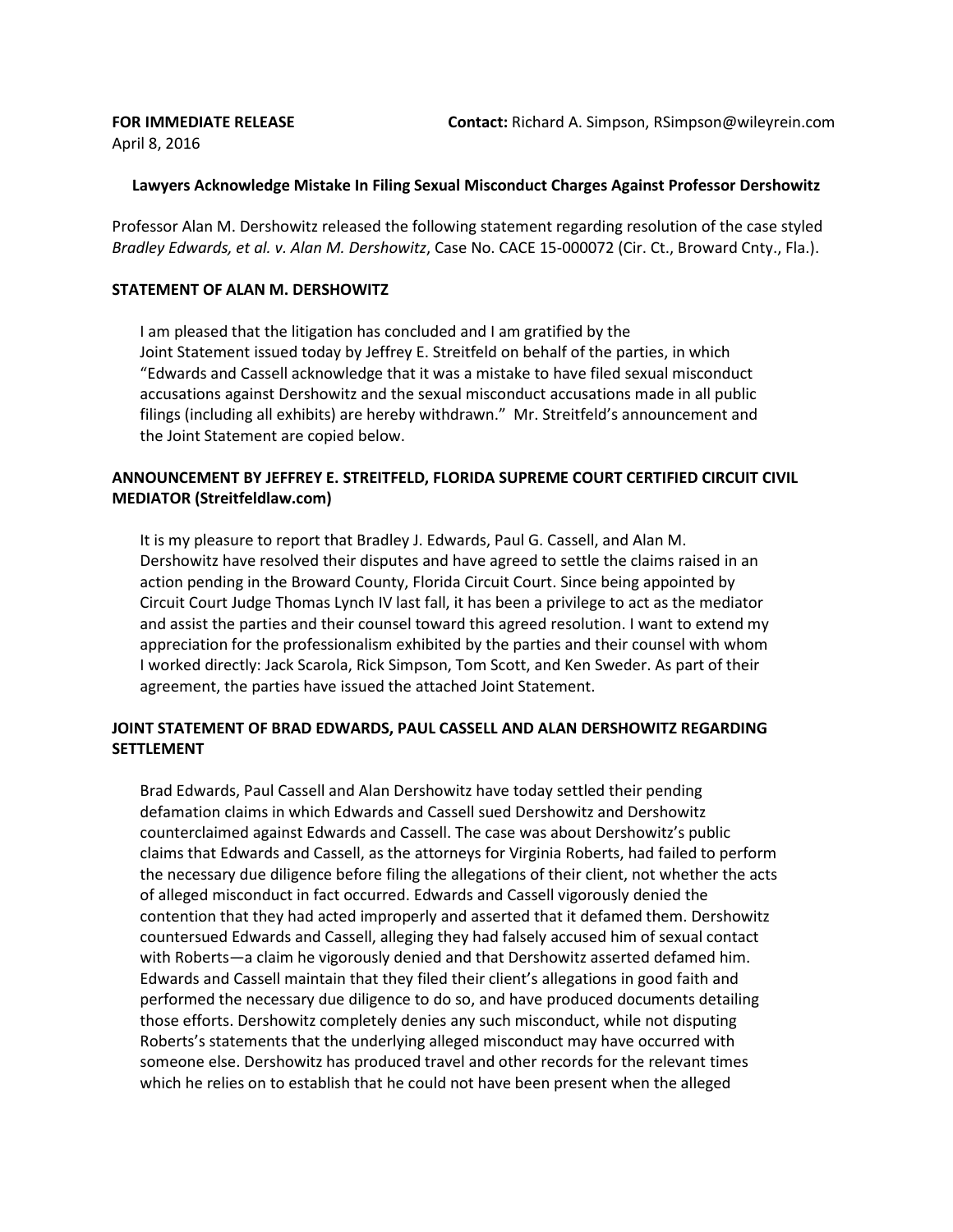**FOR IMMEDIATE RELEASE** **Contact:** Richard A. Simpson, RSimpson@wileyrein.com

April 8, 2016

**Lawyers Acknowledge Mistake In Filing Sexual Misconduct Charges Against Professor Dershowitz**

Professor Alan M. Dershowitz released the following statement regarding resolution of the case styled *Bradley Edwards, et al. v. Alan M. Dershowitz*, Case No. CACE 15-000072 (Cir. Ct., Broward Cnty., Fla.).

**STATEMENT OF ALAN M. DERSHOWITZ**

I am pleased that the litigation has concluded and I am gratified by the Joint Statement issued today by Jeffrey E. Streitfeld on behalf of the parties, in which "Edwards and Cassell acknowledge that it was a mistake to have filed sexual misconduct accusations against Dershowitz and the sexual misconduct accusations made in all public filings (including all exhibits) are hereby withdrawn." Mr. Streitfeld's announcement and the Joint Statement are copied below.

**ANNOUNCEMENT BY JEFFREY E. STREITFELD, FLORIDA SUPREME COURT CERTIFIED CIRCUIT CIVIL MEDIATOR (Streitfeldlaw.com)**

It is my pleasure to report that Bradley J. Edwards, Paul G. Cassell, and Alan M. Dershowitz have resolved their disputes and have agreed to settle the claims raised in an action pending in the Broward County, Florida Circuit Court. Since being appointed by Circuit Court Judge Thomas Lynch IV last fall, it has been a privilege to act as the mediator and assist the parties and their counsel toward this agreed resolution. I want to extend my appreciation for the professionalism exhibited by the parties and their counsel with whom I worked directly: Jack Scarola, Rick Simpson, Tom Scott, and Ken Sweder. As part of their agreement, the parties have issued the attached Joint Statement.

**JOINT STATEMENT OF BRAD EDWARDS, PAUL CASSELL AND ALAN DERSHOWITZ REGARDING SETTLEMENT**

Brad Edwards, Paul Cassell and Alan Dershowitz have today settled their pending defamation claims in which Edwards and Cassell sued Dershowitz and Dershowitz counterclaimed against Edwards and Cassell. The case was about Dershowitz's public claims that Edwards and Cassell, as the attorneys for Virginia Roberts, had failed to perform the necessary due diligence before filing the allegations of their client, not whether the acts of alleged misconduct in fact occurred. Edwards and Cassell vigorously denied the contention that they had acted improperly and asserted that it defamed them. Dershowitz countersued Edwards and Cassell, alleging they had falsely accused him of sexual contact with Roberts—a claim he vigorously denied and that Dershowitz asserted defamed him. Edwards and Cassell maintain that they filed their client's allegations in good faith and performed the necessary due diligence to do so, and have produced documents detailing those efforts. Dershowitz completely denies any such misconduct, while not disputing Roberts's statements that the underlying alleged misconduct may have occurred with someone else. Dershowitz has produced travel and other records for the relevant times which he relies on to establish that he could not have been present when the alleged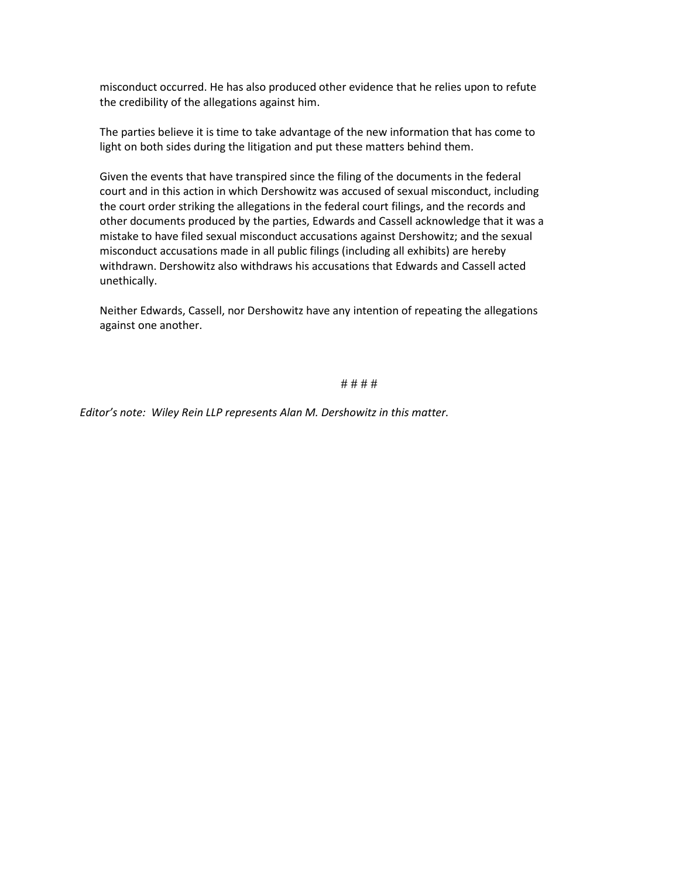misconduct occurred. He has also produced other evidence that he relies upon to refute the credibility of the allegations against him.

The parties believe it is time to take advantage of the new information that has come to light on both sides during the litigation and put these matters behind them.

Given the events that have transpired since the filing of the documents in the federal court and in this action in which Dershowitz was accused of sexual misconduct, including the court order striking the allegations in the federal court filings, and the records and other documents produced by the parties, Edwards and Cassell acknowledge that it was a mistake to have filed sexual misconduct accusations against Dershowitz; and the sexual misconduct accusations made in all public filings (including all exhibits) are hereby withdrawn. Dershowitz also withdraws his accusations that Edwards and Cassell acted unethically.

Neither Edwards, Cassell, nor Dershowitz have any intention of repeating the allegations against one another.

# # # #

*Editor's note: Wiley Rein LLP represents Alan M. Dershowitz in this matter.*